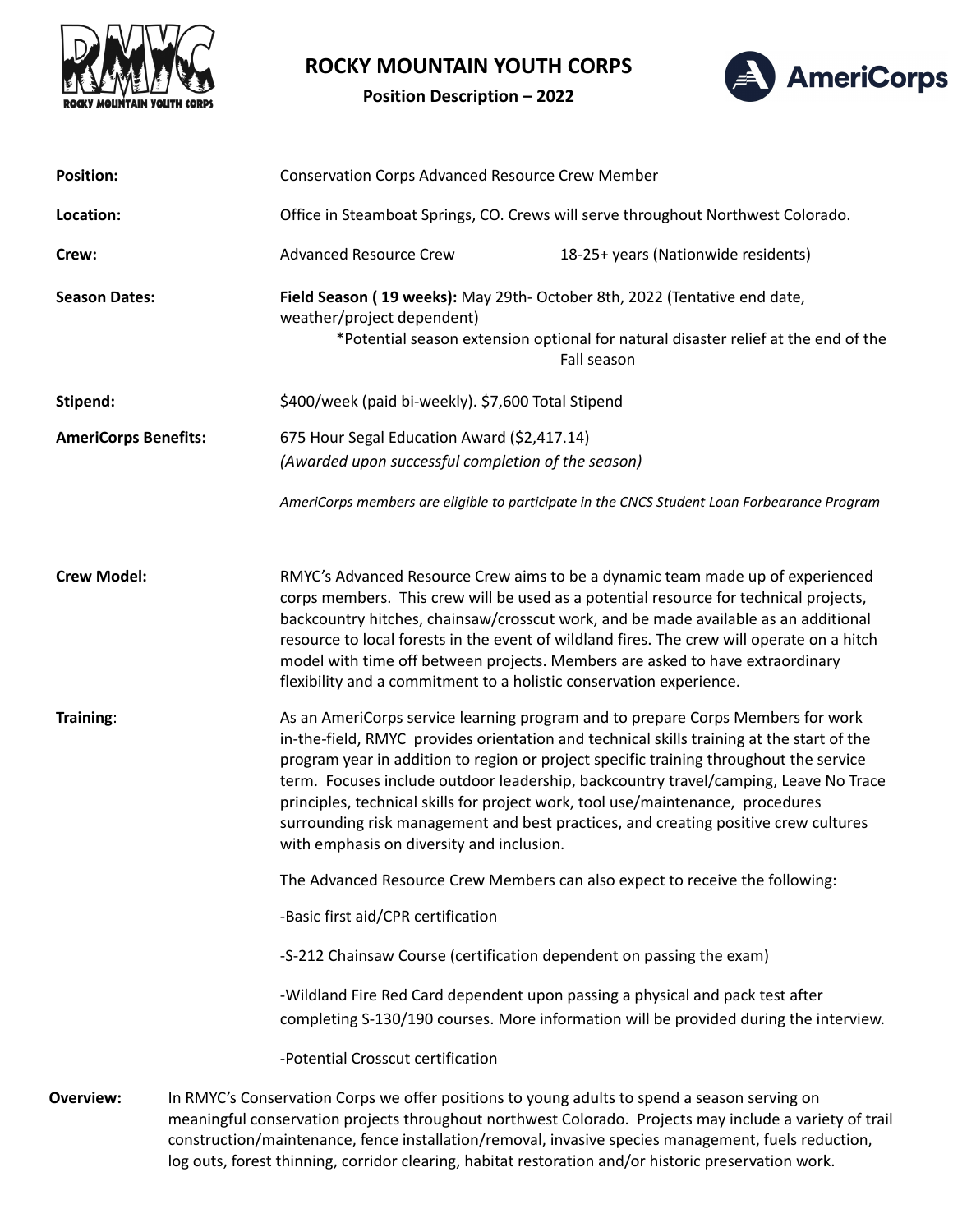# ROCKY MOUNTAIN YOUTH CORPS

**Position Description – 2022**

**Position:** Conservation Corps Advanced Resource Crew Member

**Location:** Office in Steamboat Springs, CO. Crews will serve throughout Northwest Colorado.

**Crew:** Advanced Resource Crew 18-25+ years (Nationwide residents)

**Season Dates:** **Field Season ( 19 weeks):** May 29th- October 8th, 2022 (Tentative end date, weather/project dependent)

*Potential season extension optional for natural disaster relief at the end of the Fall season

**Stipend:** $400/week (paid bi-weekly). $7,600 Total Stipend

**AmeriCorps Benefits:** 675 Hour Segal Education Award ($2,417.14)

*(Awarded upon successful completion of the season)*

*AmeriCorps members are eligible to participate in the CNCS Student Loan Forbearance Program*

**Crew Model:** RMYC's Advanced Resource Crew aims to be a dynamic team made up of experienced corps members. This crew will be used as a potential resource for technical projects, backcountry hitches, chainsaw/crosscut work, and be made available as an additional resource to local forests in the event of wildland fires. The crew will operate on a hitch model with time off between projects. Members are asked to have extraordinary flexibility and a commitment to a holistic conservation experience.

**Training**: As an AmeriCorps service learning program and to prepare Corps Members for work in-the-field, RMYC provides orientation and technical skills training at the start of the program year in addition to region or project specific training throughout the service term. Focuses include outdoor leadership, backcountry travel/camping, Leave No Trace principles, technical skills for project work, tool use/maintenance, procedures surrounding risk management and best practices, and creating positive crew cultures with emphasis on diversity and inclusion.

The Advanced Resource Crew Members can also expect to receive the following:

-Basic first aid/CPR certification

-S-212 Chainsaw Course (certification dependent on passing the exam)

-Wildland Fire Red Card dependent upon passing a physical and pack test after completing S-130/190 courses. More information will be provided during the interview.

-Potential Crosscut certification

**Overview:** In RMYC's Conservation Corps we offer positions to young adults to spend a season serving on meaningful conservation projects throughout northwest Colorado. Projects may include a variety of trail construction/maintenance, fence installation/removal, invasive species management, fuels reduction, log outs, forest thinning, corridor clearing, habitat restoration and/or historic preservation work.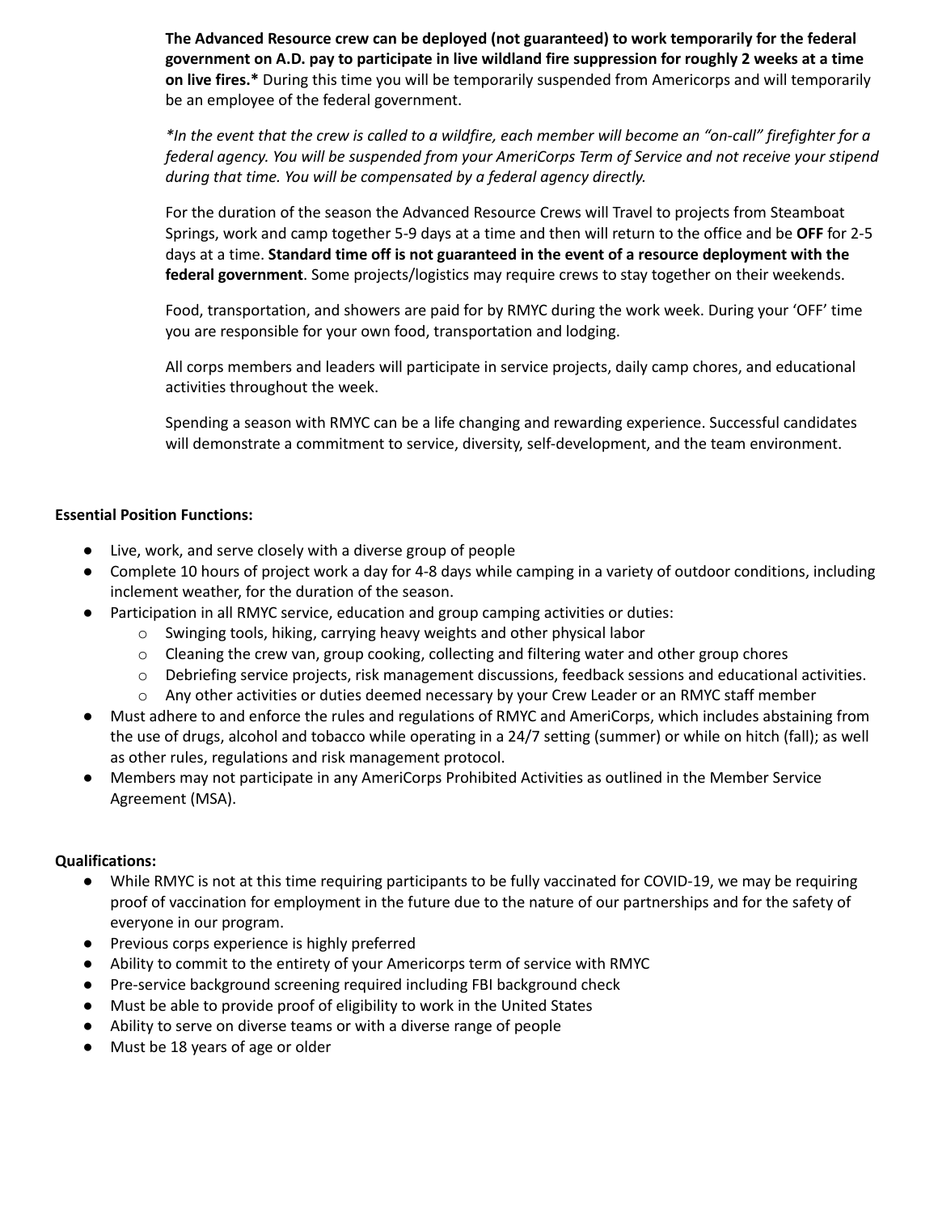**The Advanced Resource crew can be deployed (not guaranteed) to work temporarily for the federal government on A.D. pay to participate in live wildland fire suppression for roughly 2 weeks at a time on live fires.*** During this time you will be temporarily suspended from Americorps and will temporarily be an employee of the federal government.

*\*In the event that the crew is called to a wildfire, each member will become an "on-call" firefighter for a federal agency. You will be suspended from your AmeriCorps Term of Service and not receive your stipend during that time. You will be compensated by a federal agency directly.*

For the duration of the season the Advanced Resource Crews will Travel to projects from Steamboat Springs, work and camp together 5-9 days at a time and then will return to the office and be **OFF** for 2-5 days at a time. **Standard time off is not guaranteed in the event of a resource deployment with the federal government**. Some projects/logistics may require crews to stay together on their weekends.

Food, transportation, and showers are paid for by RMYC during the work week. During your 'OFF' time you are responsible for your own food, transportation and lodging.

All corps members and leaders will participate in service projects, daily camp chores, and educational activities throughout the week.

Spending a season with RMYC can be a life changing and rewarding experience. Successful candidates will demonstrate a commitment to service, diversity, self-development, and the team environment.

**Essential Position Functions:**

- Live, work, and serve closely with a diverse group of people
- Complete 10 hours of project work a day for 4-8 days while camping in a variety of outdoor conditions, including inclement weather, for the duration of the season.
- Participation in all RMYC service, education and group camping activities or duties:
  - Swinging tools, hiking, carrying heavy weights and other physical labor
  - Cleaning the crew van, group cooking, collecting and filtering water and other group chores
  - Debriefing service projects, risk management discussions, feedback sessions and educational activities.
  - Any other activities or duties deemed necessary by your Crew Leader or an RMYC staff member
- Must adhere to and enforce the rules and regulations of RMYC and AmeriCorps, which includes abstaining from the use of drugs, alcohol and tobacco while operating in a 24/7 setting (summer) or while on hitch (fall); as well as other rules, regulations and risk management protocol.
- Members may not participate in any AmeriCorps Prohibited Activities as outlined in the Member Service Agreement (MSA).

**Qualifications:**

- While RMYC is not at this time requiring participants to be fully vaccinated for COVID-19, we may be requiring proof of vaccination for employment in the future due to the nature of our partnerships and for the safety of everyone in our program.
- Previous corps experience is highly preferred
- Ability to commit to the entirety of your Americorps term of service with RMYC
- Pre-service background screening required including FBI background check
- Must be able to provide proof of eligibility to work in the United States
- Ability to serve on diverse teams or with a diverse range of people
- Must be 18 years of age or older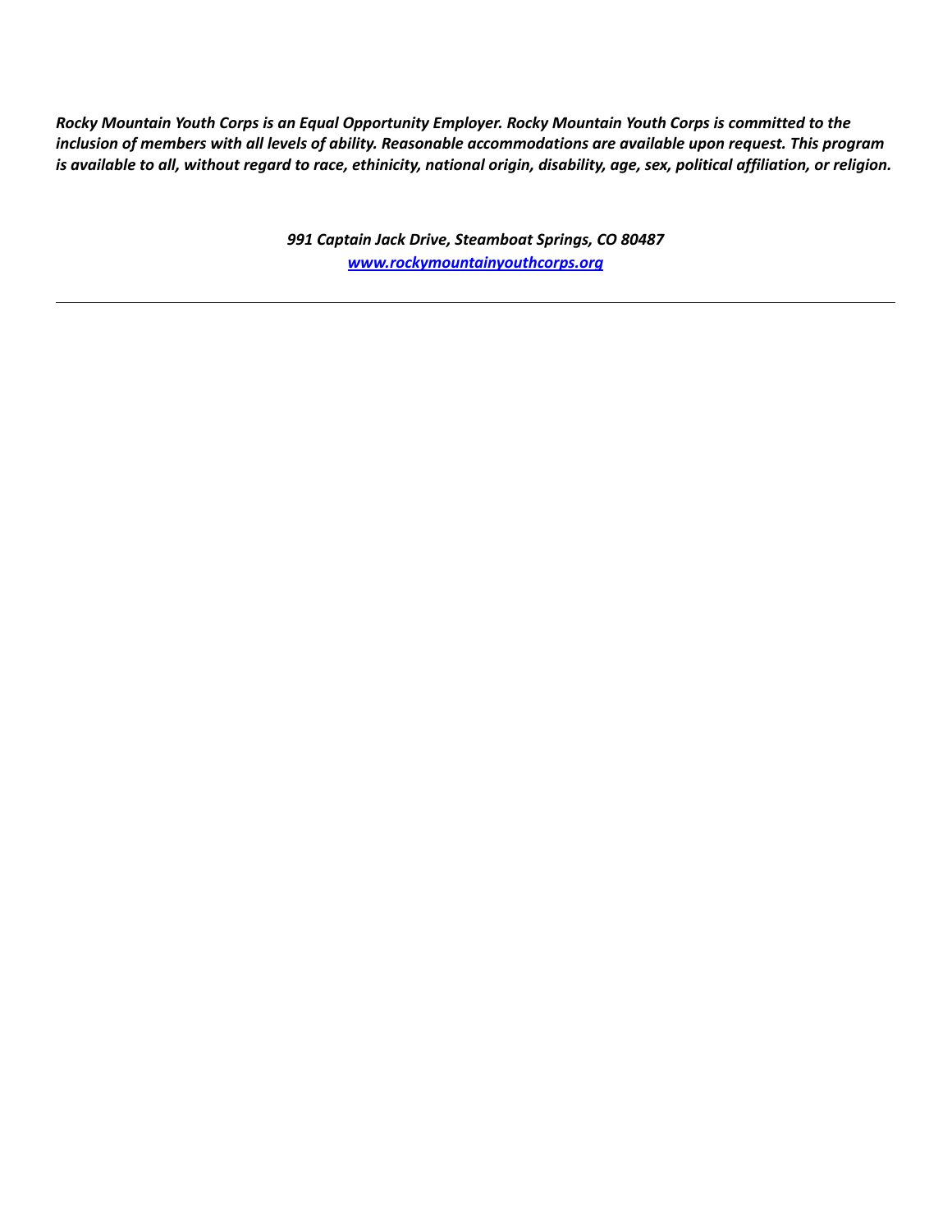***Rocky Mountain Youth Corps is an Equal Opportunity Employer. Rocky Mountain Youth Corps is committed to the inclusion of members with all levels of ability. Reasonable accommodations are available upon request. This program is available to all, without regard to race, ethinicity, national origin, disability, age, sex, political affiliation, or religion.***

***991 Captain Jack Drive, Steamboat Springs, CO 80487***
***[www.rockymountainyouthcorps.org](http://www.rockymountainyouthcorps.org)***

---